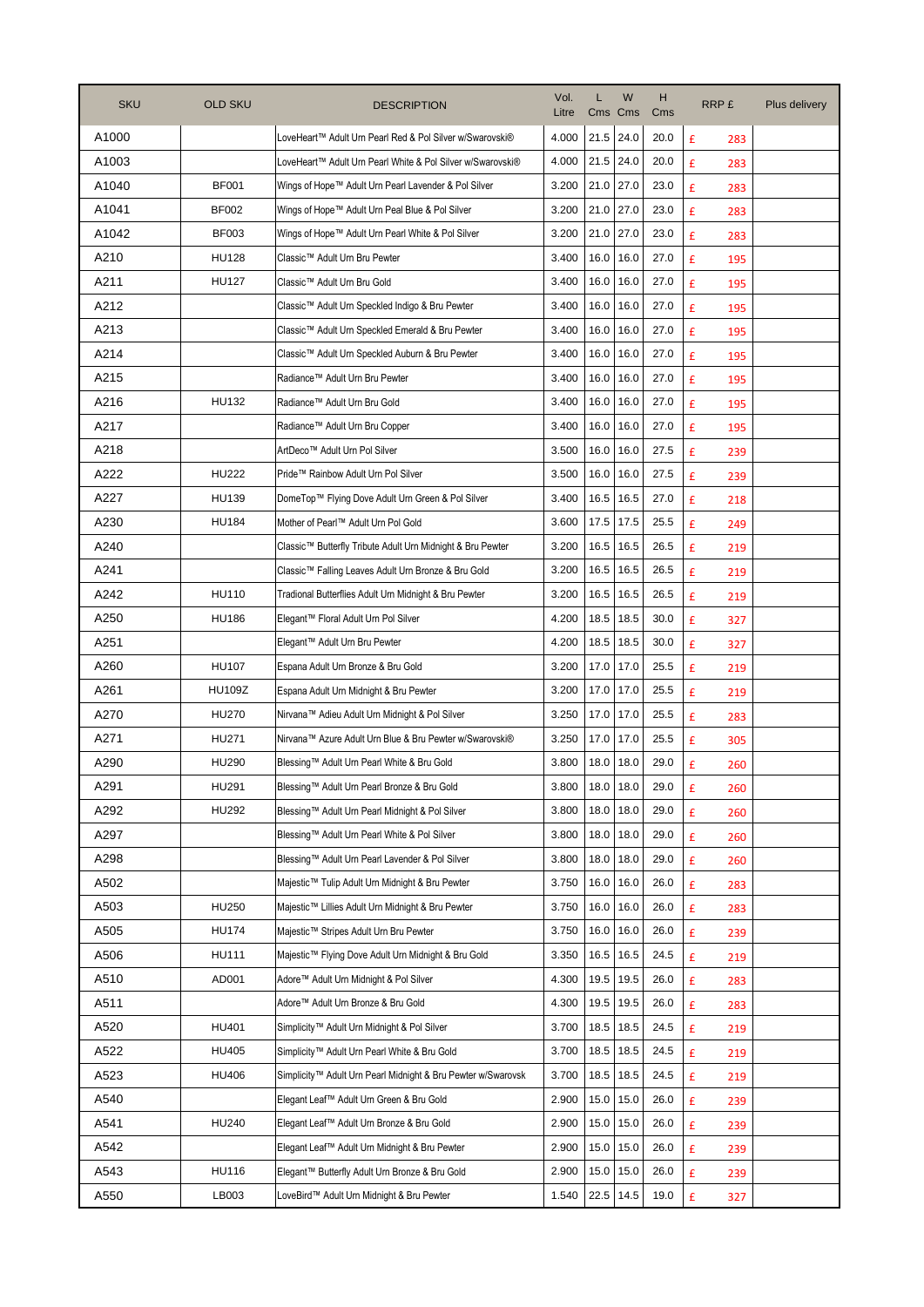| SKU | OLD SKU | DESCRIPTION | Vol. Litre | L Cms | W Cms | H Cms | RRP £ | Plus delivery |
|---|---|---|---|---|---|---|---|---|
| A1000 | | LoveHeart™ Adult Urn Pearl Red & Pol Silver w/Swarovski® | 4.000 | 21.5 | 24.0 | 20.0 | £ 283 | |
| A1003 | | LoveHeart™ Adult Urn Pearl White & Pol Silver w/Swarovski® | 4.000 | 21.5 | 24.0 | 20.0 | £ 283 | |
| A1040 | BF001 | Wings of Hope™ Adult Urn Pearl Lavender & Pol Silver | 3.200 | 21.0 | 27.0 | 23.0 | £ 283 | |
| A1041 | BF002 | Wings of Hope™ Adult Urn Peal Blue & Pol Silver | 3.200 | 21.0 | 27.0 | 23.0 | £ 283 | |
| A1042 | BF003 | Wings of Hope™ Adult Urn Pearl White & Pol Silver | 3.200 | 21.0 | 27.0 | 23.0 | £ 283 | |
| A210 | HU128 | Classic™ Adult Urn Bru Pewter | 3.400 | 16.0 | 16.0 | 27.0 | £ 195 | |
| A211 | HU127 | Classic™ Adult Urn Bru Gold | 3.400 | 16.0 | 16.0 | 27.0 | £ 195 | |
| A212 | | Classic™ Adult Urn Speckled Indigo & Bru Pewter | 3.400 | 16.0 | 16.0 | 27.0 | £ 195 | |
| A213 | | Classic™ Adult Urn Speckled Emerald & Bru Pewter | 3.400 | 16.0 | 16.0 | 27.0 | £ 195 | |
| A214 | | Classic™ Adult Urn Speckled Auburn & Bru Pewter | 3.400 | 16.0 | 16.0 | 27.0 | £ 195 | |
| A215 | | Radiance™ Adult Urn Bru Pewter | 3.400 | 16.0 | 16.0 | 27.0 | £ 195 | |
| A216 | HU132 | Radiance™ Adult Urn Bru Gold | 3.400 | 16.0 | 16.0 | 27.0 | £ 195 | |
| A217 | | Radiance™ Adult Urn Bru Copper | 3.400 | 16.0 | 16.0 | 27.0 | £ 195 | |
| A218 | | ArtDeco™ Adult Urn Pol Silver | 3.500 | 16.0 | 16.0 | 27.5 | £ 239 | |
| A222 | HU222 | Pride™ Rainbow Adult Urn Pol Silver | 3.500 | 16.0 | 16.0 | 27.5 | £ 239 | |
| A227 | HU139 | DomeTop™ Flying Dove Adult Urn Green & Pol Silver | 3.400 | 16.5 | 16.5 | 27.0 | £ 218 | |
| A230 | HU184 | Mother of Pearl™ Adult Urn Pol Gold | 3.600 | 17.5 | 17.5 | 25.5 | £ 249 | |
| A240 | | Classic™ Butterfly Tribute Adult Urn Midnight & Bru Pewter | 3.200 | 16.5 | 16.5 | 26.5 | £ 219 | |
| A241 | | Classic™ Falling Leaves Adult Urn Bronze & Bru Gold | 3.200 | 16.5 | 16.5 | 26.5 | £ 219 | |
| A242 | HU110 | Tradional Butterflies Adult Urn Midnight & Bru Pewter | 3.200 | 16.5 | 16.5 | 26.5 | £ 219 | |
| A250 | HU186 | Elegant™ Floral Adult Urn Pol Silver | 4.200 | 18.5 | 18.5 | 30.0 | £ 327 | |
| A251 | | Elegant™ Adult Urn Bru Pewter | 4.200 | 18.5 | 18.5 | 30.0 | £ 327 | |
| A260 | HU107 | Espana Adult Urn Bronze & Bru Gold | 3.200 | 17.0 | 17.0 | 25.5 | £ 219 | |
| A261 | HU109Z | Espana Adult Urn Midnight & Bru Pewter | 3.200 | 17.0 | 17.0 | 25.5 | £ 219 | |
| A270 | HU270 | Nirvana™ Adieu Adult Urn Midnight & Pol Silver | 3.250 | 17.0 | 17.0 | 25.5 | £ 283 | |
| A271 | HU271 | Nirvana™ Azure Adult Urn Blue & Bru Pewter w/Swarovski® | 3.250 | 17.0 | 17.0 | 25.5 | £ 305 | |
| A290 | HU290 | Blessing™ Adult Urn Pearl White & Bru Gold | 3.800 | 18.0 | 18.0 | 29.0 | £ 260 | |
| A291 | HU291 | Blessing™ Adult Urn Pearl Bronze & Bru Gold | 3.800 | 18.0 | 18.0 | 29.0 | £ 260 | |
| A292 | HU292 | Blessing™ Adult Urn Pearl Midnight & Pol Silver | 3.800 | 18.0 | 18.0 | 29.0 | £ 260 | |
| A297 | | Blessing™ Adult Urn Pearl White & Pol Silver | 3.800 | 18.0 | 18.0 | 29.0 | £ 260 | |
| A298 | | Blessing™ Adult Urn Pearl Lavender & Pol Silver | 3.800 | 18.0 | 18.0 | 29.0 | £ 260 | |
| A502 | | Majestic™ Tulip Adult Urn Midnight & Bru Pewter | 3.750 | 16.0 | 16.0 | 26.0 | £ 283 | |
| A503 | HU250 | Majestic™ Lillies Adult Urn Midnight & Bru Pewter | 3.750 | 16.0 | 16.0 | 26.0 | £ 283 | |
| A505 | HU174 | Majestic™ Stripes Adult Urn Bru Pewter | 3.750 | 16.0 | 16.0 | 26.0 | £ 239 | |
| A506 | HU111 | Majestic™ Flying Dove Adult Urn Midnight & Bru Gold | 3.350 | 16.5 | 16.5 | 24.5 | £ 219 | |
| A510 | AD001 | Adore™ Adult Urn Midnight & Pol Silver | 4.300 | 19.5 | 19.5 | 26.0 | £ 283 | |
| A511 | | Adore™ Adult Urn Bronze & Bru Gold | 4.300 | 19.5 | 19.5 | 26.0 | £ 283 | |
| A520 | HU401 | Simplicity™ Adult Urn Midnight & Pol Silver | 3.700 | 18.5 | 18.5 | 24.5 | £ 219 | |
| A522 | HU405 | Simplicity™ Adult Urn Pearl White & Bru Gold | 3.700 | 18.5 | 18.5 | 24.5 | £ 219 | |
| A523 | HU406 | Simplicity™ Adult Urn Pearl Midnight & Bru Pewter w/Swarovsk | 3.700 | 18.5 | 18.5 | 24.5 | £ 219 | |
| A540 | | Elegant Leaf™ Adult Urn Green & Bru Gold | 2.900 | 15.0 | 15.0 | 26.0 | £ 239 | |
| A541 | HU240 | Elegant Leaf™ Adult Urn Bronze & Bru Gold | 2.900 | 15.0 | 15.0 | 26.0 | £ 239 | |
| A542 | | Elegant Leaf™ Adult Urn Midnight & Bru Pewter | 2.900 | 15.0 | 15.0 | 26.0 | £ 239 | |
| A543 | HU116 | Elegant™ Butterfly Adult Urn Bronze & Bru Gold | 2.900 | 15.0 | 15.0 | 26.0 | £ 239 | |
| A550 | LB003 | LoveBird™ Adult Urn Midnight & Bru Pewter | 1.540 | 22.5 | 14.5 | 19.0 | £ 327 | |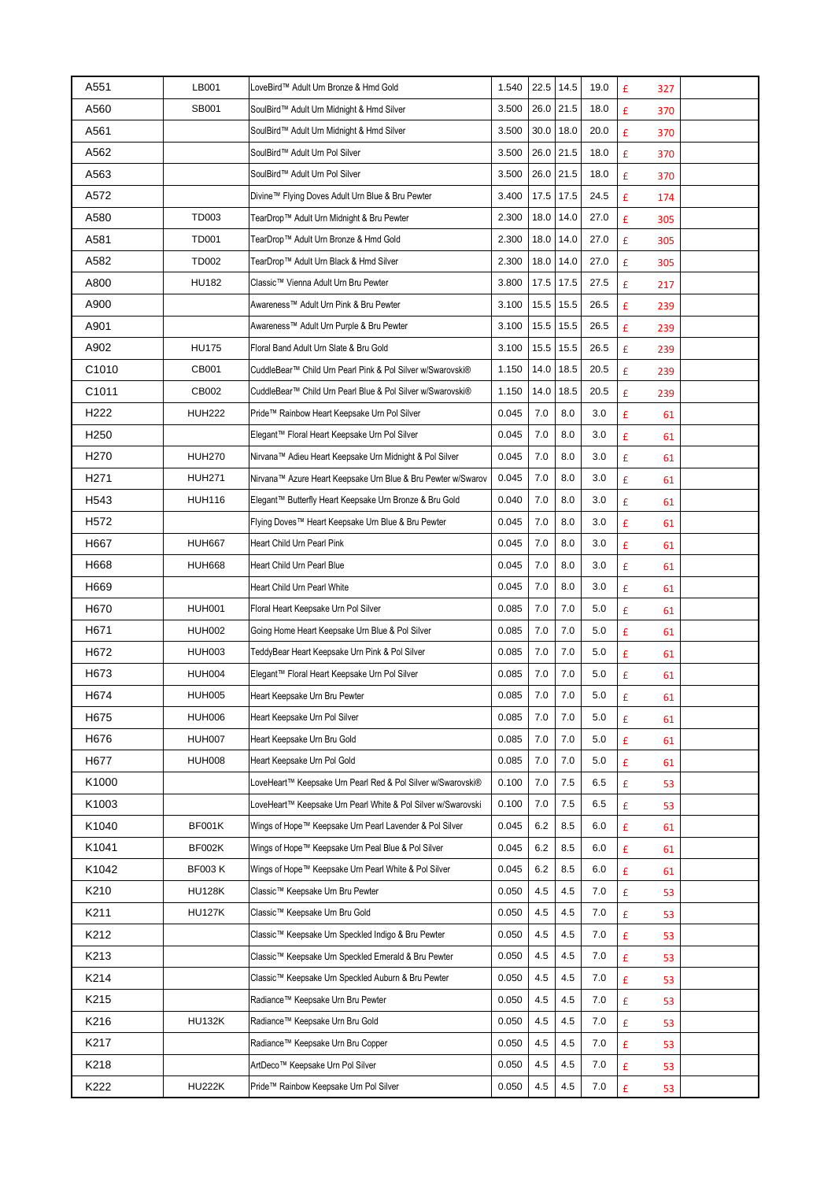| | | | | | | | | |
|---|---|---|---|---|---|---|---|---|
| A551 | LB001 | LoveBird™ Adult Urn Bronze & Hmd Gold | 1.540 | 22.5 | 14.5 | 19.0 | £ 327 | |
| A560 | SB001 | SoulBird™ Adult Urn Midnight & Hmd Silver | 3.500 | 26.0 | 21.5 | 18.0 | £ 370 | |
| A561 | | SoulBird™ Adult Urn Midnight & Hmd Silver | 3.500 | 30.0 | 18.0 | 20.0 | £ 370 | |
| A562 | | SoulBird™ Adult Urn Pol Silver | 3.500 | 26.0 | 21.5 | 18.0 | £ 370 | |
| A563 | | SoulBird™ Adult Urn Pol Silver | 3.500 | 26.0 | 21.5 | 18.0 | £ 370 | |
| A572 | | Divine™ Flying Doves Adult Urn Blue & Bru Pewter | 3.400 | 17.5 | 17.5 | 24.5 | £ 174 | |
| A580 | TD003 | TearDrop™ Adult Urn Midnight & Bru Pewter | 2.300 | 18.0 | 14.0 | 27.0 | £ 305 | |
| A581 | TD001 | TearDrop™ Adult Urn Bronze & Hmd Gold | 2.300 | 18.0 | 14.0 | 27.0 | £ 305 | |
| A582 | TD002 | TearDrop™ Adult Urn Black & Hmd Silver | 2.300 | 18.0 | 14.0 | 27.0 | £ 305 | |
| A800 | HU182 | Classic™ Vienna Adult Urn Bru Pewter | 3.800 | 17.5 | 17.5 | 27.5 | £ 217 | |
| A900 | | Awareness™ Adult Urn Pink & Bru Pewter | 3.100 | 15.5 | 15.5 | 26.5 | £ 239 | |
| A901 | | Awareness™ Adult Urn Purple & Bru Pewter | 3.100 | 15.5 | 15.5 | 26.5 | £ 239 | |
| A902 | HU175 | Floral Band Adult Urn Slate & Bru Gold | 3.100 | 15.5 | 15.5 | 26.5 | £ 239 | |
| C1010 | CB001 | CuddleBear™ Child Urn Pearl Pink & Pol Silver w/Swarovski® | 1.150 | 14.0 | 18.5 | 20.5 | £ 239 | |
| C1011 | CB002 | CuddleBear™ Child Urn Pearl Blue & Pol Silver w/Swarovski® | 1.150 | 14.0 | 18.5 | 20.5 | £ 239 | |
| H222 | HUH222 | Pride™ Rainbow Heart Keepsake Urn Pol Silver | 0.045 | 7.0 | 8.0 | 3.0 | £ 61 | |
| H250 | | Elegant™ Floral Heart Keepsake Urn Pol Silver | 0.045 | 7.0 | 8.0 | 3.0 | £ 61 | |
| H270 | HUH270 | Nirvana™ Adieu Heart Keepsake Urn Midnight & Pol Silver | 0.045 | 7.0 | 8.0 | 3.0 | £ 61 | |
| H271 | HUH271 | Nirvana™ Azure Heart Keepsake Urn Blue & Bru Pewter w/Swarov | 0.045 | 7.0 | 8.0 | 3.0 | £ 61 | |
| H543 | HUH116 | Elegant™ Butterfly Heart Keepsake Urn Bronze & Bru Gold | 0.040 | 7.0 | 8.0 | 3.0 | £ 61 | |
| H572 | | Flying Doves™ Heart Keepsake Urn Blue & Bru Pewter | 0.045 | 7.0 | 8.0 | 3.0 | £ 61 | |
| H667 | HUH667 | Heart Child Urn Pearl Pink | 0.045 | 7.0 | 8.0 | 3.0 | £ 61 | |
| H668 | HUH668 | Heart Child Urn Pearl Blue | 0.045 | 7.0 | 8.0 | 3.0 | £ 61 | |
| H669 | | Heart Child Urn Pearl White | 0.045 | 7.0 | 8.0 | 3.0 | £ 61 | |
| H670 | HUH001 | Floral Heart Keepsake Urn Pol Silver | 0.085 | 7.0 | 7.0 | 5.0 | £ 61 | |
| H671 | HUH002 | Going Home Heart Keepsake Urn Blue & Pol Silver | 0.085 | 7.0 | 7.0 | 5.0 | £ 61 | |
| H672 | HUH003 | TeddyBear Heart Keepsake Urn Pink & Pol Silver | 0.085 | 7.0 | 7.0 | 5.0 | £ 61 | |
| H673 | HUH004 | Elegant™ Floral Heart Keepsake Urn Pol Silver | 0.085 | 7.0 | 7.0 | 5.0 | £ 61 | |
| H674 | HUH005 | Heart Keepsake Urn Bru Pewter | 0.085 | 7.0 | 7.0 | 5.0 | £ 61 | |
| H675 | HUH006 | Heart Keepsake Urn Pol Silver | 0.085 | 7.0 | 7.0 | 5.0 | £ 61 | |
| H676 | HUH007 | Heart Keepsake Urn Bru Gold | 0.085 | 7.0 | 7.0 | 5.0 | £ 61 | |
| H677 | HUH008 | Heart Keepsake Urn Pol Gold | 0.085 | 7.0 | 7.0 | 5.0 | £ 61 | |
| K1000 | | LoveHeart™ Keepsake Urn Pearl Red & Pol Silver w/Swarovski® | 0.100 | 7.0 | 7.5 | 6.5 | £ 53 | |
| K1003 | | LoveHeart™ Keepsake Urn Pearl White & Pol Silver w/Swarovski | 0.100 | 7.0 | 7.5 | 6.5 | £ 53 | |
| K1040 | BF001K | Wings of Hope™ Keepsake Urn Pearl Lavender & Pol Silver | 0.045 | 6.2 | 8.5 | 6.0 | £ 61 | |
| K1041 | BF002K | Wings of Hope™ Keepsake Urn Peal Blue & Pol Silver | 0.045 | 6.2 | 8.5 | 6.0 | £ 61 | |
| K1042 | BF003 K | Wings of Hope™ Keepsake Urn Pearl White & Pol Silver | 0.045 | 6.2 | 8.5 | 6.0 | £ 61 | |
| K210 | HU128K | Classic™ Keepsake Urn Bru Pewter | 0.050 | 4.5 | 4.5 | 7.0 | £ 53 | |
| K211 | HU127K | Classic™ Keepsake Urn Bru Gold | 0.050 | 4.5 | 4.5 | 7.0 | £ 53 | |
| K212 | | Classic™ Keepsake Urn Speckled Indigo & Bru Pewter | 0.050 | 4.5 | 4.5 | 7.0 | £ 53 | |
| K213 | | Classic™ Keepsake Urn Speckled Emerald & Bru Pewter | 0.050 | 4.5 | 4.5 | 7.0 | £ 53 | |
| K214 | | Classic™ Keepsake Urn Speckled Auburn & Bru Pewter | 0.050 | 4.5 | 4.5 | 7.0 | £ 53 | |
| K215 | | Radiance™ Keepsake Urn Bru Pewter | 0.050 | 4.5 | 4.5 | 7.0 | £ 53 | |
| K216 | HU132K | Radiance™ Keepsake Urn Bru Gold | 0.050 | 4.5 | 4.5 | 7.0 | £ 53 | |
| K217 | | Radiance™ Keepsake Urn Bru Copper | 0.050 | 4.5 | 4.5 | 7.0 | £ 53 | |
| K218 | | ArtDeco™ Keepsake Urn Pol Silver | 0.050 | 4.5 | 4.5 | 7.0 | £ 53 | |
| K222 | HU222K | Pride™ Rainbow Keepsake Urn Pol Silver | 0.050 | 4.5 | 4.5 | 7.0 | £ 53 | |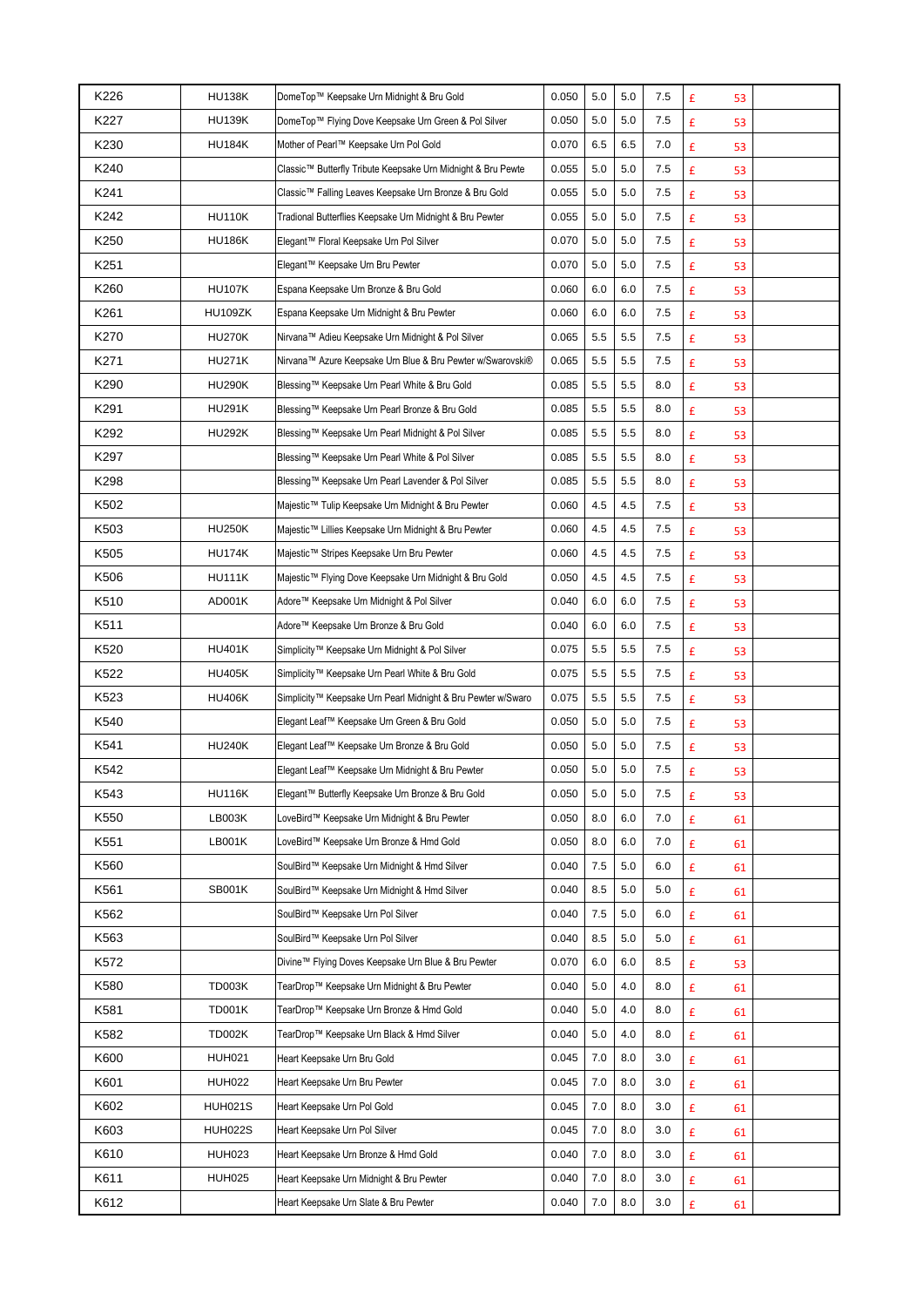| K226 | HU138K | DomeTop™ Keepsake Urn Midnight & Bru Gold | 0.050 | 5.0 | 5.0 | 7.5 | £ 53 | |
|---|---|---|---|---|---|---|---|---|
| K227 | HU139K | DomeTop™ Flying Dove Keepsake Urn Green & Pol Silver | 0.050 | 5.0 | 5.0 | 7.5 | £ 53 | |
| K230 | HU184K | Mother of Pearl™ Keepsake Urn Pol Gold | 0.070 | 6.5 | 6.5 | 7.0 | £ 53 | |
| K240 | | Classic™ Butterfly Tribute Keepsake Urn Midnight & Bru Pewte | 0.055 | 5.0 | 5.0 | 7.5 | £ 53 | |
| K241 | | Classic™ Falling Leaves Keepsake Urn Bronze & Bru Gold | 0.055 | 5.0 | 5.0 | 7.5 | £ 53 | |
| K242 | HU110K | Tradional Butterflies Keepsake Urn Midnight & Bru Pewter | 0.055 | 5.0 | 5.0 | 7.5 | £ 53 | |
| K250 | HU186K | Elegant™ Floral Keepsake Urn Pol Silver | 0.070 | 5.0 | 5.0 | 7.5 | £ 53 | |
| K251 | | Elegant™ Keepsake Urn Bru Pewter | 0.070 | 5.0 | 5.0 | 7.5 | £ 53 | |
| K260 | HU107K | Espana Keepsake Urn Bronze & Bru Gold | 0.060 | 6.0 | 6.0 | 7.5 | £ 53 | |
| K261 | HU109ZK | Espana Keepsake Urn Midnight & Bru Pewter | 0.060 | 6.0 | 6.0 | 7.5 | £ 53 | |
| K270 | HU270K | Nirvana™ Adieu Keepsake Urn Midnight & Pol Silver | 0.065 | 5.5 | 5.5 | 7.5 | £ 53 | |
| K271 | HU271K | Nirvana™ Azure Keepsake Urn Blue & Bru Pewter w/Swarovski® | 0.065 | 5.5 | 5.5 | 7.5 | £ 53 | |
| K290 | HU290K | Blessing™ Keepsake Urn Pearl White & Bru Gold | 0.085 | 5.5 | 5.5 | 8.0 | £ 53 | |
| K291 | HU291K | Blessing™ Keepsake Urn Pearl Bronze & Bru Gold | 0.085 | 5.5 | 5.5 | 8.0 | £ 53 | |
| K292 | HU292K | Blessing™ Keepsake Urn Pearl Midnight & Pol Silver | 0.085 | 5.5 | 5.5 | 8.0 | £ 53 | |
| K297 | | Blessing™ Keepsake Urn Pearl White & Pol Silver | 0.085 | 5.5 | 5.5 | 8.0 | £ 53 | |
| K298 | | Blessing™ Keepsake Urn Pearl Lavender & Pol Silver | 0.085 | 5.5 | 5.5 | 8.0 | £ 53 | |
| K502 | | Majestic™ Tulip Keepsake Urn Midnight & Bru Pewter | 0.060 | 4.5 | 4.5 | 7.5 | £ 53 | |
| K503 | HU250K | Majestic™ Lillies Keepsake Urn Midnight & Bru Pewter | 0.060 | 4.5 | 4.5 | 7.5 | £ 53 | |
| K505 | HU174K | Majestic™ Stripes Keepsake Urn Bru Pewter | 0.060 | 4.5 | 4.5 | 7.5 | £ 53 | |
| K506 | HU111K | Majestic™ Flying Dove Keepsake Urn Midnight & Bru Gold | 0.050 | 4.5 | 4.5 | 7.5 | £ 53 | |
| K510 | AD001K | Adore™ Keepsake Urn Midnight & Pol Silver | 0.040 | 6.0 | 6.0 | 7.5 | £ 53 | |
| K511 | | Adore™ Keepsake Urn Bronze & Bru Gold | 0.040 | 6.0 | 6.0 | 7.5 | £ 53 | |
| K520 | HU401K | Simplicity™ Keepsake Urn Midnight & Pol Silver | 0.075 | 5.5 | 5.5 | 7.5 | £ 53 | |
| K522 | HU405K | Simplicity™ Keepsake Urn Pearl White & Bru Gold | 0.075 | 5.5 | 5.5 | 7.5 | £ 53 | |
| K523 | HU406K | Simplicity™ Keepsake Urn Pearl Midnight & Bru Pewter w/Swaro | 0.075 | 5.5 | 5.5 | 7.5 | £ 53 | |
| K540 | | Elegant Leaf™ Keepsake Urn Green & Bru Gold | 0.050 | 5.0 | 5.0 | 7.5 | £ 53 | |
| K541 | HU240K | Elegant Leaf™ Keepsake Urn Bronze & Bru Gold | 0.050 | 5.0 | 5.0 | 7.5 | £ 53 | |
| K542 | | Elegant Leaf™ Keepsake Urn Midnight & Bru Pewter | 0.050 | 5.0 | 5.0 | 7.5 | £ 53 | |
| K543 | HU116K | Elegant™ Butterfly Keepsake Urn Bronze & Bru Gold | 0.050 | 5.0 | 5.0 | 7.5 | £ 53 | |
| K550 | LB003K | LoveBird™ Keepsake Urn Midnight & Bru Pewter | 0.050 | 8.0 | 6.0 | 7.0 | £ 61 | |
| K551 | LB001K | LoveBird™ Keepsake Urn Bronze & Hmd Gold | 0.050 | 8.0 | 6.0 | 7.0 | £ 61 | |
| K560 | | SoulBird™ Keepsake Urn Midnight & Hmd Silver | 0.040 | 7.5 | 5.0 | 6.0 | £ 61 | |
| K561 | SB001K | SoulBird™ Keepsake Urn Midnight & Hmd Silver | 0.040 | 8.5 | 5.0 | 5.0 | £ 61 | |
| K562 | | SoulBird™ Keepsake Urn Pol Silver | 0.040 | 7.5 | 5.0 | 6.0 | £ 61 | |
| K563 | | SoulBird™ Keepsake Urn Pol Silver | 0.040 | 8.5 | 5.0 | 5.0 | £ 61 | |
| K572 | | Divine™ Flying Doves Keepsake Urn Blue & Bru Pewter | 0.070 | 6.0 | 6.0 | 8.5 | £ 53 | |
| K580 | TD003K | TearDrop™ Keepsake Urn Midnight & Bru Pewter | 0.040 | 5.0 | 4.0 | 8.0 | £ 61 | |
| K581 | TD001K | TearDrop™ Keepsake Urn Bronze & Hmd Gold | 0.040 | 5.0 | 4.0 | 8.0 | £ 61 | |
| K582 | TD002K | TearDrop™ Keepsake Urn Black & Hmd Silver | 0.040 | 5.0 | 4.0 | 8.0 | £ 61 | |
| K600 | HUH021 | Heart Keepsake Urn Bru Gold | 0.045 | 7.0 | 8.0 | 3.0 | £ 61 | |
| K601 | HUH022 | Heart Keepsake Urn Bru Pewter | 0.045 | 7.0 | 8.0 | 3.0 | £ 61 | |
| K602 | HUH021S | Heart Keepsake Urn Pol Gold | 0.045 | 7.0 | 8.0 | 3.0 | £ 61 | |
| K603 | HUH022S | Heart Keepsake Urn Pol Silver | 0.045 | 7.0 | 8.0 | 3.0 | £ 61 | |
| K610 | HUH023 | Heart Keepsake Urn Bronze & Hmd Gold | 0.040 | 7.0 | 8.0 | 3.0 | £ 61 | |
| K611 | HUH025 | Heart Keepsake Urn Midnight & Bru Pewter | 0.040 | 7.0 | 8.0 | 3.0 | £ 61 | |
| K612 | | Heart Keepsake Urn Slate & Bru Pewter | 0.040 | 7.0 | 8.0 | 3.0 | £ 61 | |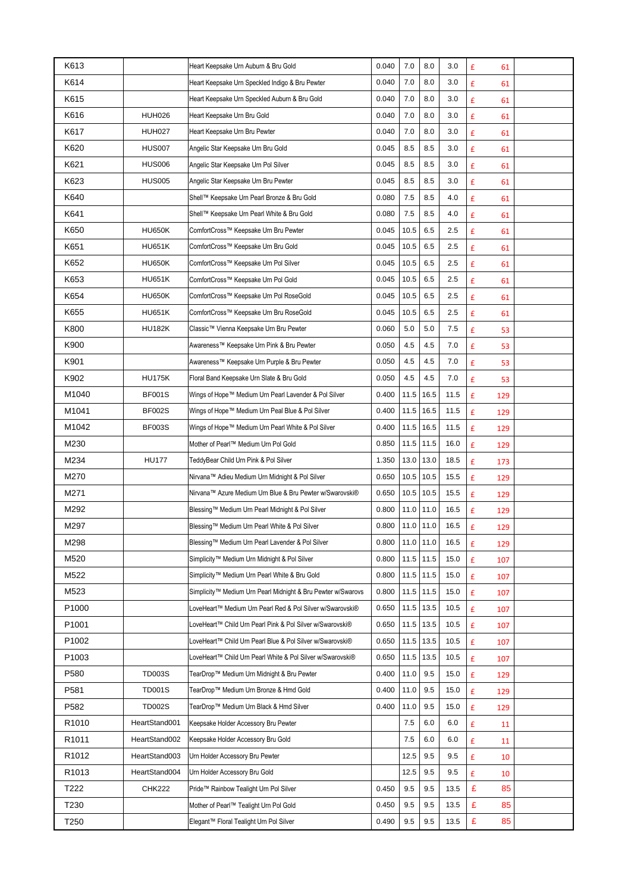| | | | | | | | | | |
|---|---|---|---|---|---|---|---|---|---|
| K613 | | Heart Keepsake Urn Auburn & Bru Gold | 0.040 | 7.0 | 8.0 | 3.0 | £ | 61 | |
| K614 | | Heart Keepsake Urn Speckled Indigo & Bru Pewter | 0.040 | 7.0 | 8.0 | 3.0 | £ | 61 | |
| K615 | | Heart Keepsake Urn Speckled Auburn & Bru Gold | 0.040 | 7.0 | 8.0 | 3.0 | £ | 61 | |
| K616 | HUH026 | Heart Keepsake Urn Bru Gold | 0.040 | 7.0 | 8.0 | 3.0 | £ | 61 | |
| K617 | HUH027 | Heart Keepsake Urn Bru Pewter | 0.040 | 7.0 | 8.0 | 3.0 | £ | 61 | |
| K620 | HUS007 | Angelic Star Keepsake Urn Bru Gold | 0.045 | 8.5 | 8.5 | 3.0 | £ | 61 | |
| K621 | HUS006 | Angelic Star Keepsake Urn Pol Silver | 0.045 | 8.5 | 8.5 | 3.0 | £ | 61 | |
| K623 | HUS005 | Angelic Star Keepsake Urn Bru Pewter | 0.045 | 8.5 | 8.5 | 3.0 | £ | 61 | |
| K640 | | Shell™ Keepsake Urn Pearl Bronze & Bru Gold | 0.080 | 7.5 | 8.5 | 4.0 | £ | 61 | |
| K641 | | Shell™ Keepsake Urn Pearl White & Bru Gold | 0.080 | 7.5 | 8.5 | 4.0 | £ | 61 | |
| K650 | HU650K | ComfortCross™ Keepsake Urn Bru Pewter | 0.045 | 10.5 | 6.5 | 2.5 | £ | 61 | |
| K651 | HU651K | ComfortCross™ Keepsake Urn Bru Gold | 0.045 | 10.5 | 6.5 | 2.5 | £ | 61 | |
| K652 | HU650K | ComfortCross™ Keepsake Urn Pol Silver | 0.045 | 10.5 | 6.5 | 2.5 | £ | 61 | |
| K653 | HU651K | ComfortCross™ Keepsake Urn Pol Gold | 0.045 | 10.5 | 6.5 | 2.5 | £ | 61 | |
| K654 | HU650K | ComfortCross™ Keepsake Urn Pol RoseGold | 0.045 | 10.5 | 6.5 | 2.5 | £ | 61 | |
| K655 | HU651K | ComfortCross™ Keepsake Urn Bru RoseGold | 0.045 | 10.5 | 6.5 | 2.5 | £ | 61 | |
| K800 | HU182K | Classic™ Vienna Keepsake Urn Bru Pewter | 0.060 | 5.0 | 5.0 | 7.5 | £ | 53 | |
| K900 | | Awareness™ Keepsake Urn Pink & Bru Pewter | 0.050 | 4.5 | 4.5 | 7.0 | £ | 53 | |
| K901 | | Awareness™ Keepsake Urn Purple & Bru Pewter | 0.050 | 4.5 | 4.5 | 7.0 | £ | 53 | |
| K902 | HU175K | Floral Band Keepsake Urn Slate & Bru Gold | 0.050 | 4.5 | 4.5 | 7.0 | £ | 53 | |
| M1040 | BF001S | Wings of Hope™ Medium Urn Pearl Lavender & Pol Silver | 0.400 | 11.5 | 16.5 | 11.5 | £ | 129 | |
| M1041 | BF002S | Wings of Hope™ Medium Urn Peal Blue & Pol Silver | 0.400 | 11.5 | 16.5 | 11.5 | £ | 129 | |
| M1042 | BF003S | Wings of Hope™ Medium Urn Pearl White & Pol Silver | 0.400 | 11.5 | 16.5 | 11.5 | £ | 129 | |
| M230 | | Mother of Pearl™ Medium Urn Pol Gold | 0.850 | 11.5 | 11.5 | 16.0 | £ | 129 | |
| M234 | HU177 | TeddyBear Child Urn Pink & Pol Silver | 1.350 | 13.0 | 13.0 | 18.5 | £ | 173 | |
| M270 | | Nirvana™ Adieu Medium Urn Midnight & Pol Silver | 0.650 | 10.5 | 10.5 | 15.5 | £ | 129 | |
| M271 | | Nirvana™ Azure Medium Urn Blue & Bru Pewter w/Swarovski® | 0.650 | 10.5 | 10.5 | 15.5 | £ | 129 | |
| M292 | | Blessing™ Medium Urn Pearl Midnight & Pol Silver | 0.800 | 11.0 | 11.0 | 16.5 | £ | 129 | |
| M297 | | Blessing™ Medium Urn Pearl White & Pol Silver | 0.800 | 11.0 | 11.0 | 16.5 | £ | 129 | |
| M298 | | Blessing™ Medium Urn Pearl Lavender & Pol Silver | 0.800 | 11.0 | 11.0 | 16.5 | £ | 129 | |
| M520 | | Simplicity™ Medium Urn Midnight & Pol Silver | 0.800 | 11.5 | 11.5 | 15.0 | £ | 107 | |
| M522 | | Simplicity™ Medium Urn Pearl White & Bru Gold | 0.800 | 11.5 | 11.5 | 15.0 | £ | 107 | |
| M523 | | Simplicity™ Medium Urn Pearl Midnight & Bru Pewter w/Swarovs | 0.800 | 11.5 | 11.5 | 15.0 | £ | 107 | |
| P1000 | | LoveHeart™ Medium Urn Pearl Red & Pol Silver w/Swarovski® | 0.650 | 11.5 | 13.5 | 10.5 | £ | 107 | |
| P1001 | | LoveHeart™ Child Urn Pearl Pink & Pol Silver w/Swarovski® | 0.650 | 11.5 | 13.5 | 10.5 | £ | 107 | |
| P1002 | | LoveHeart™ Child Urn Pearl Blue & Pol Silver w/Swarovski® | 0.650 | 11.5 | 13.5 | 10.5 | £ | 107 | |
| P1003 | | LoveHeart™ Child Urn Pearl White & Pol Silver w/Swarovski® | 0.650 | 11.5 | 13.5 | 10.5 | £ | 107 | |
| P580 | TD003S | TearDrop™ Medium Urn Midnight & Bru Pewter | 0.400 | 11.0 | 9.5 | 15.0 | £ | 129 | |
| P581 | TD001S | TearDrop™ Medium Urn Bronze & Hmd Gold | 0.400 | 11.0 | 9.5 | 15.0 | £ | 129 | |
| P582 | TD002S | TearDrop™ Medium Urn Black & Hmd Silver | 0.400 | 11.0 | 9.5 | 15.0 | £ | 129 | |
| R1010 | HeartStand001 | Keepsake Holder Accessory Bru Pewter | | 7.5 | 6.0 | 6.0 | £ | 11 | |
| R1011 | HeartStand002 | Keepsake Holder Accessory Bru Gold | | 7.5 | 6.0 | 6.0 | £ | 11 | |
| R1012 | HeartStand003 | Urn Holder Accessory Bru Pewter | | 12.5 | 9.5 | 9.5 | £ | 10 | |
| R1013 | HeartStand004 | Urn Holder Accessory Bru Gold | | 12.5 | 9.5 | 9.5 | £ | 10 | |
| T222 | CHK222 | Pride™ Rainbow Tealight Urn Pol Silver | 0.450 | 9.5 | 9.5 | 13.5 | £ | 85 | |
| T230 | | Mother of Pearl™ Tealight Urn Pol Gold | 0.450 | 9.5 | 9.5 | 13.5 | £ | 85 | |
| T250 | | Elegant™ Floral Tealight Urn Pol Silver | 0.490 | 9.5 | 9.5 | 13.5 | £ | 85 | |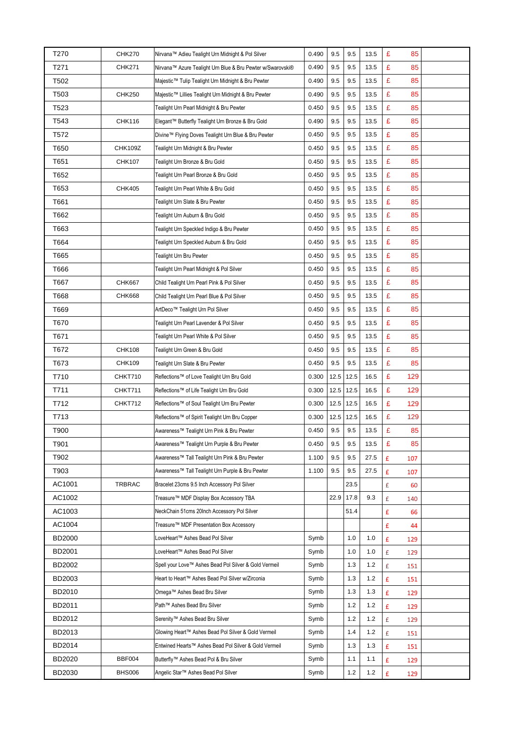| | | | | | | | | | |
|---|---|---|---|---|---|---|---|---|---|
| T270 | CHK270 | Nirvana™ Adieu Tealight Urn Midnight & Pol Silver | 0.490 | 9.5 | 9.5 | 13.5 | £ | 85 | |
| T271 | CHK271 | Nirvana™ Azure Tealight Urn Blue & Bru Pewter w/Swarovski® | 0.490 | 9.5 | 9.5 | 13.5 | £ | 85 | |
| T502 | | Majestic™ Tulip Tealight Urn Midnight & Bru Pewter | 0.490 | 9.5 | 9.5 | 13.5 | £ | 85 | |
| T503 | CHK250 | Majestic™ Lillies Tealight Urn Midnight & Bru Pewter | 0.490 | 9.5 | 9.5 | 13.5 | £ | 85 | |
| T523 | | Tealight Urn Pearl Midnight & Bru Pewter | 0.450 | 9.5 | 9.5 | 13.5 | £ | 85 | |
| T543 | CHK116 | Elegant™ Butterfly Tealight Urn Bronze & Bru Gold | 0.490 | 9.5 | 9.5 | 13.5 | £ | 85 | |
| T572 | | Divine™ Flying Doves Tealight Urn Blue & Bru Pewter | 0.450 | 9.5 | 9.5 | 13.5 | £ | 85 | |
| T650 | CHK109Z | Tealight Urn Midnight & Bru Pewter | 0.450 | 9.5 | 9.5 | 13.5 | £ | 85 | |
| T651 | CHK107 | Tealight Urn Bronze & Bru Gold | 0.450 | 9.5 | 9.5 | 13.5 | £ | 85 | |
| T652 | | Tealight Urn Pearl Bronze & Bru Gold | 0.450 | 9.5 | 9.5 | 13.5 | £ | 85 | |
| T653 | CHK405 | Tealight Urn Pearl White & Bru Gold | 0.450 | 9.5 | 9.5 | 13.5 | £ | 85 | |
| T661 | | Tealight Urn Slate & Bru Pewter | 0.450 | 9.5 | 9.5 | 13.5 | £ | 85 | |
| T662 | | Tealight Urn Auburn & Bru Gold | 0.450 | 9.5 | 9.5 | 13.5 | £ | 85 | |
| T663 | | Tealight Urn Speckled Indigo & Bru Pewter | 0.450 | 9.5 | 9.5 | 13.5 | £ | 85 | |
| T664 | | Tealight Urn Speckled Auburn & Bru Gold | 0.450 | 9.5 | 9.5 | 13.5 | £ | 85 | |
| T665 | | Tealight Urn Bru Pewter | 0.450 | 9.5 | 9.5 | 13.5 | £ | 85 | |
| T666 | | Tealight Urn Pearl Midnight & Pol Silver | 0.450 | 9.5 | 9.5 | 13.5 | £ | 85 | |
| T667 | CHK667 | Child Tealight Urn Pearl Pink & Pol Silver | 0.450 | 9.5 | 9.5 | 13.5 | £ | 85 | |
| T668 | CHK668 | Child Tealight Urn Pearl Blue & Pol Silver | 0.450 | 9.5 | 9.5 | 13.5 | £ | 85 | |
| T669 | | ArtDeco™ Tealight Urn Pol Silver | 0.450 | 9.5 | 9.5 | 13.5 | £ | 85 | |
| T670 | | Tealight Urn Pearl Lavender & Pol Silver | 0.450 | 9.5 | 9.5 | 13.5 | £ | 85 | |
| T671 | | Tealight Urn Pearl White & Pol Silver | 0.450 | 9.5 | 9.5 | 13.5 | £ | 85 | |
| T672 | CHK108 | Tealight Urn Green & Bru Gold | 0.450 | 9.5 | 9.5 | 13.5 | £ | 85 | |
| T673 | CHK109 | Tealight Urn Slate & Bru Pewter | 0.450 | 9.5 | 9.5 | 13.5 | £ | 85 | |
| T710 | CHKT710 | Reflections™ of Love Tealight Urn Bru Gold | 0.300 | 12.5 | 12.5 | 16.5 | £ | 129 | |
| T711 | CHKT711 | Reflections™ of Life Tealight Urn Bru Gold | 0.300 | 12.5 | 12.5 | 16.5 | £ | 129 | |
| T712 | CHKT712 | Reflections™ of Soul Tealight Urn Bru Pewter | 0.300 | 12.5 | 12.5 | 16.5 | £ | 129 | |
| T713 | | Reflections™ of Spirit Tealight Urn Bru Copper | 0.300 | 12.5 | 12.5 | 16.5 | £ | 129 | |
| T900 | | Awareness™ Tealight Urn Pink & Bru Pewter | 0.450 | 9.5 | 9.5 | 13.5 | £ | 85 | |
| T901 | | Awareness™ Tealight Urn Purple & Bru Pewter | 0.450 | 9.5 | 9.5 | 13.5 | £ | 85 | |
| T902 | | Awareness™ Tall Tealight Urn Pink & Bru Pewter | 1.100 | 9.5 | 9.5 | 27.5 | £ | 107 | |
| T903 | | Awareness™ Tall Tealight Urn Purple & Bru Pewter | 1.100 | 9.5 | 9.5 | 27.5 | £ | 107 | |
| AC1001 | TRBRAC | Bracelet 23cms 9.5 Inch Accessory Pol Silver | | | 23.5 | | £ | 60 | |
| AC1002 | | Treasure™ MDF Display Box Accessory TBA | | 22.9 | 17.8 | 9.3 | £ | 140 | |
| AC1003 | | NeckChain 51cms 20Inch Accessory Pol Silver | | | 51.4 | | £ | 66 | |
| AC1004 | | Treasure™ MDF Presentation Box Accessory | | | | | £ | 44 | |
| BD2000 | | LoveHeart™ Ashes Bead Pol Silver | Symb | | 1.0 | 1.0 | £ | 129 | |
| BD2001 | | LoveHeart™ Ashes Bead Pol Silver | Symb | | 1.0 | 1.0 | £ | 129 | |
| BD2002 | | Spell your Love™ Ashes Bead Pol Silver & Gold Vermeil | Symb | | 1.3 | 1.2 | £ | 151 | |
| BD2003 | | Heart to Heart™ Ashes Bead Pol Silver w/Zirconia | Symb | | 1.3 | 1.2 | £ | 151 | |
| BD2010 | | Omega™ Ashes Bead Bru Silver | Symb | | 1.3 | 1.3 | £ | 129 | |
| BD2011 | | Path™ Ashes Bead Bru Silver | Symb | | 1.2 | 1.2 | £ | 129 | |
| BD2012 | | Serenity™ Ashes Bead Bru Silver | Symb | | 1.2 | 1.2 | £ | 129 | |
| BD2013 | | Glowing Heart™ Ashes Bead Pol Silver & Gold Vermeil | Symb | | 1.4 | 1.2 | £ | 151 | |
| BD2014 | | Entwined Hearts™ Ashes Bead Pol Silver & Gold Vermeil | Symb | | 1.3 | 1.3 | £ | 151 | |
| BD2020 | BBF004 | Butterfly™ Ashes Bead Pol & Bru Silver | Symb | | 1.1 | 1.1 | £ | 129 | |
| BD2030 | BHS006 | Angelic Star™ Ashes Bead Pol Silver | Symb | | 1.2 | 1.2 | £ | 129 | |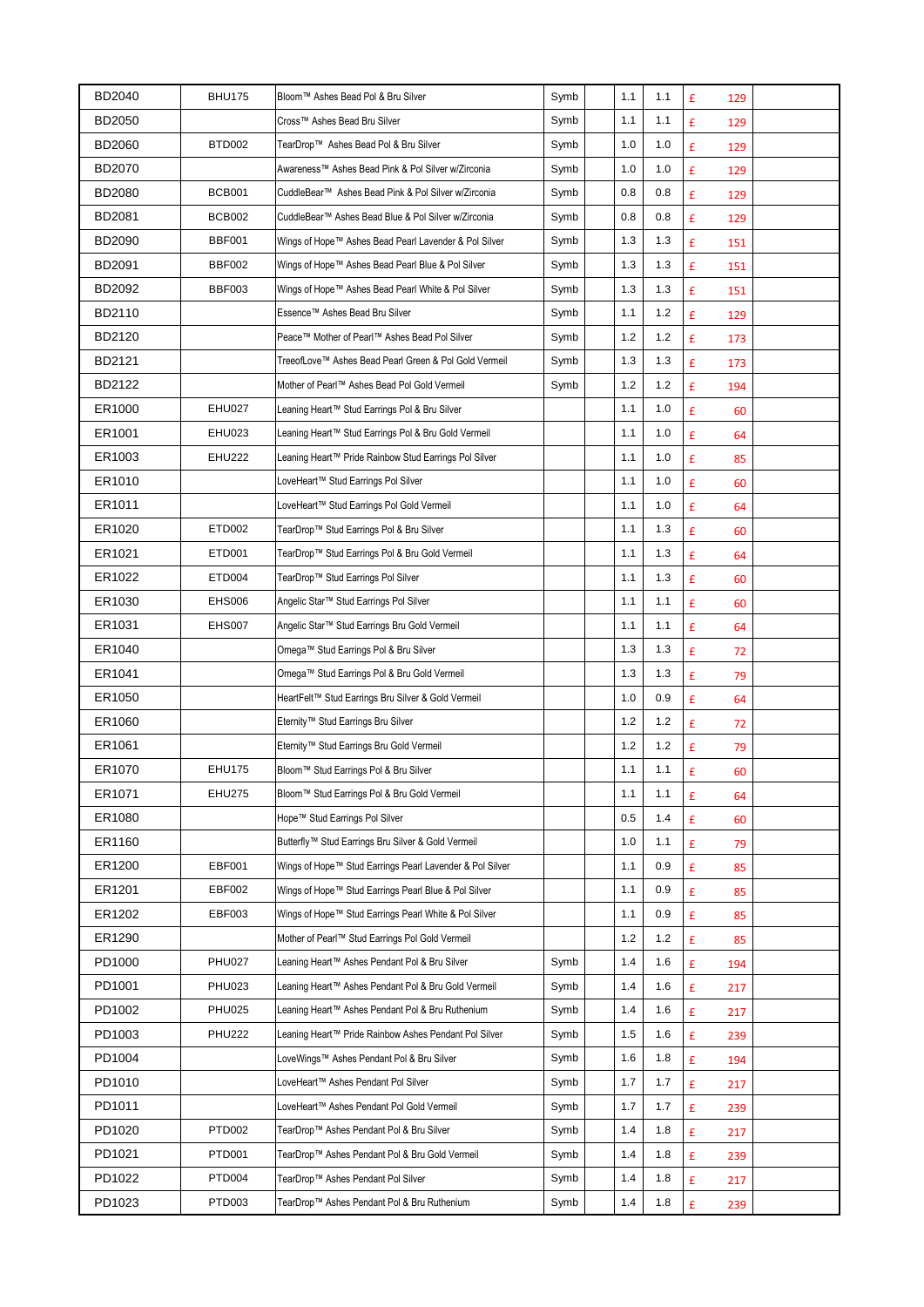| | | | | | | | | |
|---|---|---|---|---|---|---|---|---|
| BD2040 | BHU175 | Bloom™ Ashes Bead Pol & Bru Silver | Symb | | 1.1 | 1.1 | £ 129 | |
| BD2050 | | Cross™ Ashes Bead Bru Silver | Symb | | 1.1 | 1.1 | £ 129 | |
| BD2060 | BTD002 | TearDrop™ Ashes Bead Pol & Bru Silver | Symb | | 1.0 | 1.0 | £ 129 | |
| BD2070 | | Awareness™ Ashes Bead Pink & Pol Silver w/Zirconia | Symb | | 1.0 | 1.0 | £ 129 | |
| BD2080 | BCB001 | CuddleBear™ Ashes Bead Pink & Pol Silver w/Zirconia | Symb | | 0.8 | 0.8 | £ 129 | |
| BD2081 | BCB002 | CuddleBear™ Ashes Bead Blue & Pol Silver w/Zirconia | Symb | | 0.8 | 0.8 | £ 129 | |
| BD2090 | BBF001 | Wings of Hope™ Ashes Bead Pearl Lavender & Pol Silver | Symb | | 1.3 | 1.3 | £ 151 | |
| BD2091 | BBF002 | Wings of Hope™ Ashes Bead Pearl Blue & Pol Silver | Symb | | 1.3 | 1.3 | £ 151 | |
| BD2092 | BBF003 | Wings of Hope™ Ashes Bead Pearl White & Pol Silver | Symb | | 1.3 | 1.3 | £ 151 | |
| BD2110 | | Essence™ Ashes Bead Bru Silver | Symb | | 1.1 | 1.2 | £ 129 | |
| BD2120 | | Peace™ Mother of Pearl™ Ashes Bead Pol Silver | Symb | | 1.2 | 1.2 | £ 173 | |
| BD2121 | | TreeofLove™ Ashes Bead Pearl Green & Pol Gold Vermeil | Symb | | 1.3 | 1.3 | £ 173 | |
| BD2122 | | Mother of Pearl™ Ashes Bead Pol Gold Vermeil | Symb | | 1.2 | 1.2 | £ 194 | |
| ER1000 | EHU027 | Leaning Heart™ Stud Earrings Pol & Bru Silver | | | 1.1 | 1.0 | £ 60 | |
| ER1001 | EHU023 | Leaning Heart™ Stud Earrings Pol & Bru Gold Vermeil | | | 1.1 | 1.0 | £ 64 | |
| ER1003 | EHU222 | Leaning Heart™ Pride Rainbow Stud Earrings Pol Silver | | | 1.1 | 1.0 | £ 85 | |
| ER1010 | | LoveHeart™ Stud Earrings Pol Silver | | | 1.1 | 1.0 | £ 60 | |
| ER1011 | | LoveHeart™ Stud Earrings Pol Gold Vermeil | | | 1.1 | 1.0 | £ 64 | |
| ER1020 | ETD002 | TearDrop™ Stud Earrings Pol & Bru Silver | | | 1.1 | 1.3 | £ 60 | |
| ER1021 | ETD001 | TearDrop™ Stud Earrings Pol & Bru Gold Vermeil | | | 1.1 | 1.3 | £ 64 | |
| ER1022 | ETD004 | TearDrop™ Stud Earrings Pol Silver | | | 1.1 | 1.3 | £ 60 | |
| ER1030 | EHS006 | Angelic Star™ Stud Earrings Pol Silver | | | 1.1 | 1.1 | £ 60 | |
| ER1031 | EHS007 | Angelic Star™ Stud Earrings Bru Gold Vermeil | | | 1.1 | 1.1 | £ 64 | |
| ER1040 | | Omega™ Stud Earrings Pol & Bru Silver | | | 1.3 | 1.3 | £ 72 | |
| ER1041 | | Omega™ Stud Earrings Pol & Bru Gold Vermeil | | | 1.3 | 1.3 | £ 79 | |
| ER1050 | | HeartFelt™ Stud Earrings Bru Silver & Gold Vermeil | | | 1.0 | 0.9 | £ 64 | |
| ER1060 | | Eternity™ Stud Earrings Bru Silver | | | 1.2 | 1.2 | £ 72 | |
| ER1061 | | Eternity™ Stud Earrings Bru Gold Vermeil | | | 1.2 | 1.2 | £ 79 | |
| ER1070 | EHU175 | Bloom™ Stud Earrings Pol & Bru Silver | | | 1.1 | 1.1 | £ 60 | |
| ER1071 | EHU275 | Bloom™ Stud Earrings Pol & Bru Gold Vermeil | | | 1.1 | 1.1 | £ 64 | |
| ER1080 | | Hope™ Stud Earrings Pol Silver | | | 0.5 | 1.4 | £ 60 | |
| ER1160 | | Butterfly™ Stud Earrings Bru Silver & Gold Vermeil | | | 1.0 | 1.1 | £ 79 | |
| ER1200 | EBF001 | Wings of Hope™ Stud Earrings Pearl Lavender & Pol Silver | | | 1.1 | 0.9 | £ 85 | |
| ER1201 | EBF002 | Wings of Hope™ Stud Earrings Pearl Blue & Pol Silver | | | 1.1 | 0.9 | £ 85 | |
| ER1202 | EBF003 | Wings of Hope™ Stud Earrings Pearl White & Pol Silver | | | 1.1 | 0.9 | £ 85 | |
| ER1290 | | Mother of Pearl™ Stud Earrings Pol Gold Vermeil | | | 1.2 | 1.2 | £ 85 | |
| PD1000 | PHU027 | Leaning Heart™ Ashes Pendant Pol & Bru Silver | Symb | | 1.4 | 1.6 | £ 194 | |
| PD1001 | PHU023 | Leaning Heart™ Ashes Pendant Pol & Bru Gold Vermeil | Symb | | 1.4 | 1.6 | £ 217 | |
| PD1002 | PHU025 | Leaning Heart™ Ashes Pendant Pol & Bru Ruthenium | Symb | | 1.4 | 1.6 | £ 217 | |
| PD1003 | PHU222 | Leaning Heart™ Pride Rainbow Ashes Pendant Pol Silver | Symb | | 1.5 | 1.6 | £ 239 | |
| PD1004 | | LoveWings™ Ashes Pendant Pol & Bru Silver | Symb | | 1.6 | 1.8 | £ 194 | |
| PD1010 | | LoveHeart™ Ashes Pendant Pol Silver | Symb | | 1.7 | 1.7 | £ 217 | |
| PD1011 | | LoveHeart™ Ashes Pendant Pol Gold Vermeil | Symb | | 1.7 | 1.7 | £ 239 | |
| PD1020 | PTD002 | TearDrop™ Ashes Pendant Pol & Bru Silver | Symb | | 1.4 | 1.8 | £ 217 | |
| PD1021 | PTD001 | TearDrop™ Ashes Pendant Pol & Bru Gold Vermeil | Symb | | 1.4 | 1.8 | £ 239 | |
| PD1022 | PTD004 | TearDrop™ Ashes Pendant Pol Silver | Symb | | 1.4 | 1.8 | £ 217 | |
| PD1023 | PTD003 | TearDrop™ Ashes Pendant Pol & Bru Ruthenium | Symb | | 1.4 | 1.8 | £ 239 | |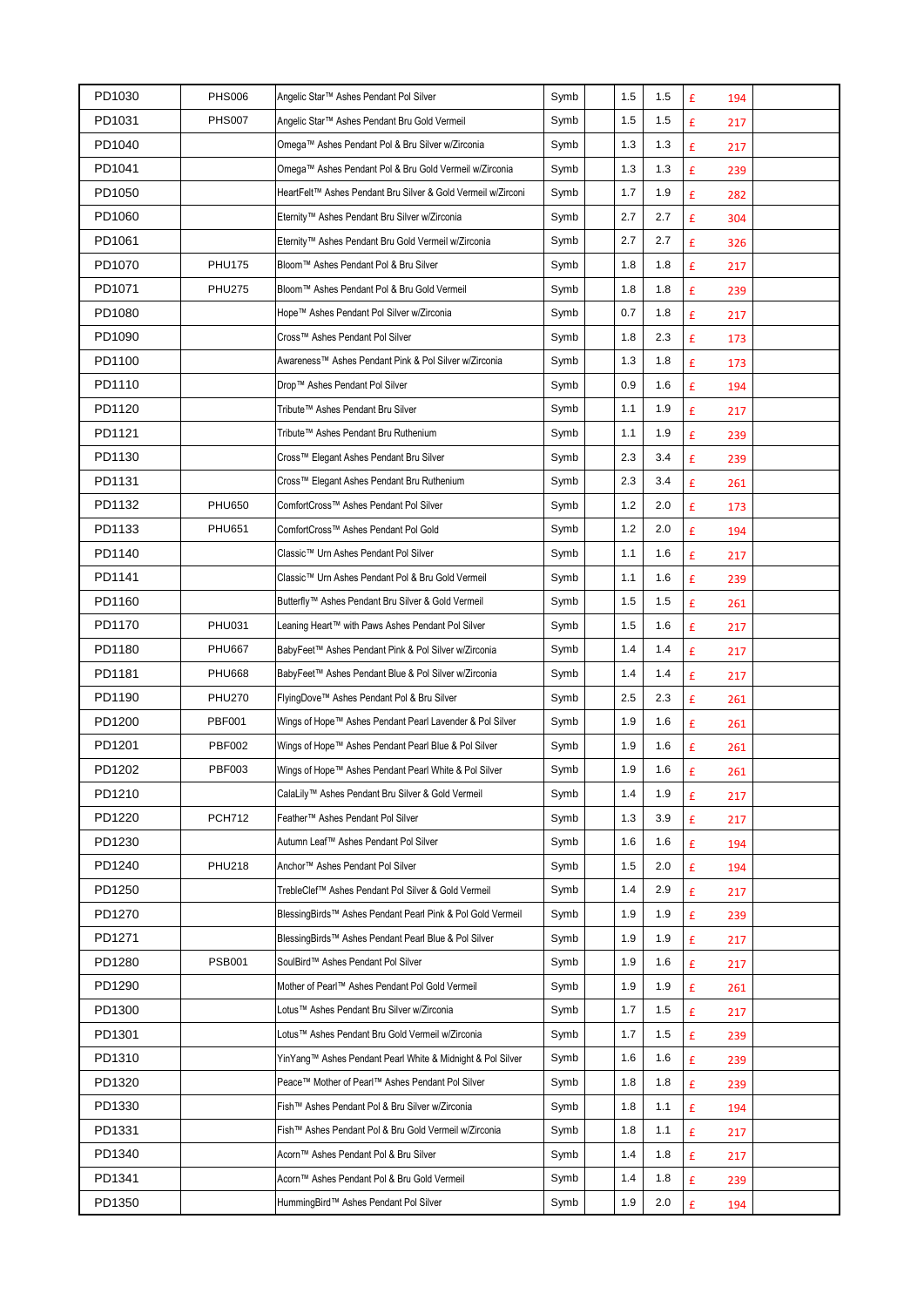| | | | | | | | | |
|---|---|---|---|---|---|---|---|---|
| PD1030 | PHS006 | Angelic Star™ Ashes Pendant Pol Silver | Symb | | 1.5 | 1.5 | £ 194 | |
| PD1031 | PHS007 | Angelic Star™ Ashes Pendant Bru Gold Vermeil | Symb | | 1.5 | 1.5 | £ 217 | |
| PD1040 | | Omega™ Ashes Pendant Pol & Bru Silver w/Zirconia | Symb | | 1.3 | 1.3 | £ 217 | |
| PD1041 | | Omega™ Ashes Pendant Pol & Bru Gold Vermeil w/Zirconia | Symb | | 1.3 | 1.3 | £ 239 | |
| PD1050 | | HeartFelt™ Ashes Pendant Bru Silver & Gold Vermeil w/Zirconi | Symb | | 1.7 | 1.9 | £ 282 | |
| PD1060 | | Eternity™ Ashes Pendant Bru Silver w/Zirconia | Symb | | 2.7 | 2.7 | £ 304 | |
| PD1061 | | Eternity™ Ashes Pendant Bru Gold Vermeil w/Zirconia | Symb | | 2.7 | 2.7 | £ 326 | |
| PD1070 | PHU175 | Bloom™ Ashes Pendant Pol & Bru Silver | Symb | | 1.8 | 1.8 | £ 217 | |
| PD1071 | PHU275 | Bloom™ Ashes Pendant Pol & Bru Gold Vermeil | Symb | | 1.8 | 1.8 | £ 239 | |
| PD1080 | | Hope™ Ashes Pendant Pol Silver w/Zirconia | Symb | | 0.7 | 1.8 | £ 217 | |
| PD1090 | | Cross™ Ashes Pendant Pol Silver | Symb | | 1.8 | 2.3 | £ 173 | |
| PD1100 | | Awareness™ Ashes Pendant Pink & Pol Silver w/Zirconia | Symb | | 1.3 | 1.8 | £ 173 | |
| PD1110 | | Drop™ Ashes Pendant Pol Silver | Symb | | 0.9 | 1.6 | £ 194 | |
| PD1120 | | Tribute™ Ashes Pendant Bru Silver | Symb | | 1.1 | 1.9 | £ 217 | |
| PD1121 | | Tribute™ Ashes Pendant Bru Ruthenium | Symb | | 1.1 | 1.9 | £ 239 | |
| PD1130 | | Cross™ Elegant Ashes Pendant Bru Silver | Symb | | 2.3 | 3.4 | £ 239 | |
| PD1131 | | Cross™ Elegant Ashes Pendant Bru Ruthenium | Symb | | 2.3 | 3.4 | £ 261 | |
| PD1132 | PHU650 | ComfortCross™ Ashes Pendant Pol Silver | Symb | | 1.2 | 2.0 | £ 173 | |
| PD1133 | PHU651 | ComfortCross™ Ashes Pendant Pol Gold | Symb | | 1.2 | 2.0 | £ 194 | |
| PD1140 | | Classic™ Urn Ashes Pendant Pol Silver | Symb | | 1.1 | 1.6 | £ 217 | |
| PD1141 | | Classic™ Urn Ashes Pendant Pol & Bru Gold Vermeil | Symb | | 1.1 | 1.6 | £ 239 | |
| PD1160 | | Butterfly™ Ashes Pendant Bru Silver & Gold Vermeil | Symb | | 1.5 | 1.5 | £ 261 | |
| PD1170 | PHU031 | Leaning Heart™ with Paws Ashes Pendant Pol Silver | Symb | | 1.5 | 1.6 | £ 217 | |
| PD1180 | PHU667 | BabyFeet™ Ashes Pendant Pink & Pol Silver w/Zirconia | Symb | | 1.4 | 1.4 | £ 217 | |
| PD1181 | PHU668 | BabyFeet™ Ashes Pendant Blue & Pol Silver w/Zirconia | Symb | | 1.4 | 1.4 | £ 217 | |
| PD1190 | PHU270 | FlyingDove™ Ashes Pendant Pol & Bru Silver | Symb | | 2.5 | 2.3 | £ 261 | |
| PD1200 | PBF001 | Wings of Hope™ Ashes Pendant Pearl Lavender & Pol Silver | Symb | | 1.9 | 1.6 | £ 261 | |
| PD1201 | PBF002 | Wings of Hope™ Ashes Pendant Pearl Blue & Pol Silver | Symb | | 1.9 | 1.6 | £ 261 | |
| PD1202 | PBF003 | Wings of Hope™ Ashes Pendant Pearl White & Pol Silver | Symb | | 1.9 | 1.6 | £ 261 | |
| PD1210 | | CalaLily™ Ashes Pendant Bru Silver & Gold Vermeil | Symb | | 1.4 | 1.9 | £ 217 | |
| PD1220 | PCH712 | Feather™ Ashes Pendant Pol Silver | Symb | | 1.3 | 3.9 | £ 217 | |
| PD1230 | | Autumn Leaf™ Ashes Pendant Pol Silver | Symb | | 1.6 | 1.6 | £ 194 | |
| PD1240 | PHU218 | Anchor™ Ashes Pendant Pol Silver | Symb | | 1.5 | 2.0 | £ 194 | |
| PD1250 | | TrebleClef™ Ashes Pendant Pol Silver & Gold Vermeil | Symb | | 1.4 | 2.9 | £ 217 | |
| PD1270 | | BlessingBirds™ Ashes Pendant Pearl Pink & Pol Gold Vermeil | Symb | | 1.9 | 1.9 | £ 239 | |
| PD1271 | | BlessingBirds™ Ashes Pendant Pearl Blue & Pol Silver | Symb | | 1.9 | 1.9 | £ 217 | |
| PD1280 | PSB001 | SoulBird™ Ashes Pendant Pol Silver | Symb | | 1.9 | 1.6 | £ 217 | |
| PD1290 | | Mother of Pearl™ Ashes Pendant Pol Gold Vermeil | Symb | | 1.9 | 1.9 | £ 261 | |
| PD1300 | | Lotus™ Ashes Pendant Bru Silver w/Zirconia | Symb | | 1.7 | 1.5 | £ 217 | |
| PD1301 | | Lotus™ Ashes Pendant Bru Gold Vermeil w/Zirconia | Symb | | 1.7 | 1.5 | £ 239 | |
| PD1310 | | YinYang™ Ashes Pendant Pearl White & Midnight & Pol Silver | Symb | | 1.6 | 1.6 | £ 239 | |
| PD1320 | | Peace™ Mother of Pearl™ Ashes Pendant Pol Silver | Symb | | 1.8 | 1.8 | £ 239 | |
| PD1330 | | Fish™ Ashes Pendant Pol & Bru Silver w/Zirconia | Symb | | 1.8 | 1.1 | £ 194 | |
| PD1331 | | Fish™ Ashes Pendant Pol & Bru Gold Vermeil w/Zirconia | Symb | | 1.8 | 1.1 | £ 217 | |
| PD1340 | | Acorn™ Ashes Pendant Pol & Bru Silver | Symb | | 1.4 | 1.8 | £ 217 | |
| PD1341 | | Acorn™ Ashes Pendant Pol & Bru Gold Vermeil | Symb | | 1.4 | 1.8 | £ 239 | |
| PD1350 | | HummingBird™ Ashes Pendant Pol Silver | Symb | | 1.9 | 2.0 | £ 194 | |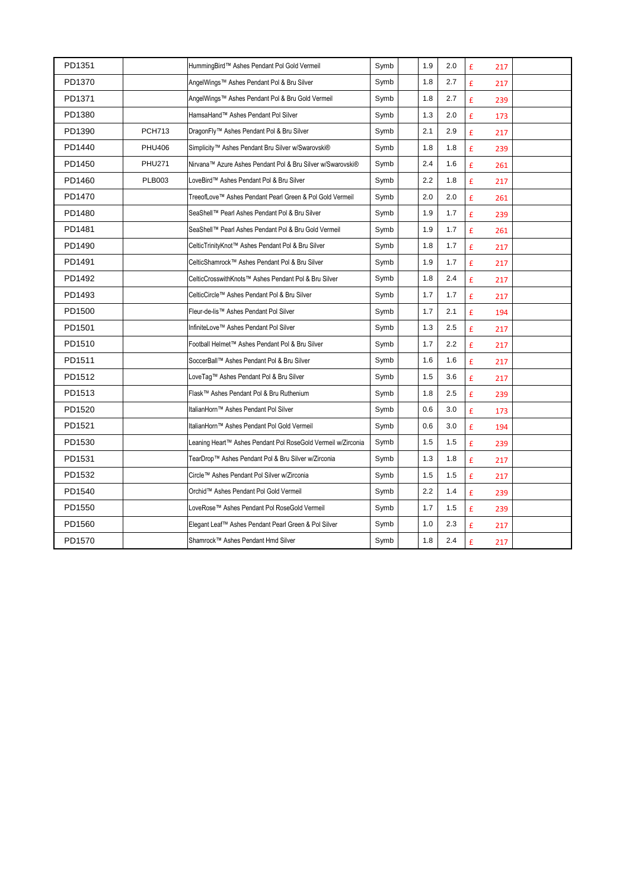| | | | | | | | | | |
|---|---|---|---|---|---|---|---|---|---|
| PD1351 | | HummingBird™ Ashes Pendant Pol Gold Vermeil | Symb | | 1.9 | 2.0 | £ | 217 | |
| PD1370 | | AngelWings™ Ashes Pendant Pol & Bru Silver | Symb | | 1.8 | 2.7 | £ | 217 | |
| PD1371 | | AngelWings™ Ashes Pendant Pol & Bru Gold Vermeil | Symb | | 1.8 | 2.7 | £ | 239 | |
| PD1380 | | HamsaHand™ Ashes Pendant Pol Silver | Symb | | 1.3 | 2.0 | £ | 173 | |
| PD1390 | PCH713 | DragonFly™ Ashes Pendant Pol & Bru Silver | Symb | | 2.1 | 2.9 | £ | 217 | |
| PD1440 | PHU406 | Simplicity™ Ashes Pendant Bru Silver w/Swarovski® | Symb | | 1.8 | 1.8 | £ | 239 | |
| PD1450 | PHU271 | Nirvana™ Azure Ashes Pendant Pol & Bru Silver w/Swarovski® | Symb | | 2.4 | 1.6 | £ | 261 | |
| PD1460 | PLB003 | LoveBird™ Ashes Pendant Pol & Bru Silver | Symb | | 2.2 | 1.8 | £ | 217 | |
| PD1470 | | TreeofLove™ Ashes Pendant Pearl Green & Pol Gold Vermeil | Symb | | 2.0 | 2.0 | £ | 261 | |
| PD1480 | | SeaShell™ Pearl Ashes Pendant Pol & Bru Silver | Symb | | 1.9 | 1.7 | £ | 239 | |
| PD1481 | | SeaShell™ Pearl Ashes Pendant Pol & Bru Gold Vermeil | Symb | | 1.9 | 1.7 | £ | 261 | |
| PD1490 | | CelticTrinityKnot™ Ashes Pendant Pol & Bru Silver | Symb | | 1.8 | 1.7 | £ | 217 | |
| PD1491 | | CelticShamrock™ Ashes Pendant Pol & Bru Silver | Symb | | 1.9 | 1.7 | £ | 217 | |
| PD1492 | | CelticCrosswithKnots™ Ashes Pendant Pol & Bru Silver | Symb | | 1.8 | 2.4 | £ | 217 | |
| PD1493 | | CelticCircle™ Ashes Pendant Pol & Bru Silver | Symb | | 1.7 | 1.7 | £ | 217 | |
| PD1500 | | Fleur-de-lis™ Ashes Pendant Pol Silver | Symb | | 1.7 | 2.1 | £ | 194 | |
| PD1501 | | InfiniteLove™ Ashes Pendant Pol Silver | Symb | | 1.3 | 2.5 | £ | 217 | |
| PD1510 | | Football Helmet™ Ashes Pendant Pol & Bru Silver | Symb | | 1.7 | 2.2 | £ | 217 | |
| PD1511 | | SoccerBall™ Ashes Pendant Pol & Bru Silver | Symb | | 1.6 | 1.6 | £ | 217 | |
| PD1512 | | LoveTag™ Ashes Pendant Pol & Bru Silver | Symb | | 1.5 | 3.6 | £ | 217 | |
| PD1513 | | Flask™ Ashes Pendant Pol & Bru Ruthenium | Symb | | 1.8 | 2.5 | £ | 239 | |
| PD1520 | | ItalianHorn™ Ashes Pendant Pol Silver | Symb | | 0.6 | 3.0 | £ | 173 | |
| PD1521 | | ItalianHorn™ Ashes Pendant Pol Gold Vermeil | Symb | | 0.6 | 3.0 | £ | 194 | |
| PD1530 | | Leaning Heart™ Ashes Pendant Pol RoseGold Vermeil w/Zirconia | Symb | | 1.5 | 1.5 | £ | 239 | |
| PD1531 | | TearDrop™ Ashes Pendant Pol & Bru Silver w/Zirconia | Symb | | 1.3 | 1.8 | £ | 217 | |
| PD1532 | | Circle™ Ashes Pendant Pol Silver w/Zirconia | Symb | | 1.5 | 1.5 | £ | 217 | |
| PD1540 | | Orchid™ Ashes Pendant Pol Gold Vermeil | Symb | | 2.2 | 1.4 | £ | 239 | |
| PD1550 | | LoveRose™ Ashes Pendant Pol RoseGold Vermeil | Symb | | 1.7 | 1.5 | £ | 239 | |
| PD1560 | | Elegant Leaf™ Ashes Pendant Pearl Green & Pol Silver | Symb | | 1.0 | 2.3 | £ | 217 | |
| PD1570 | | Shamrock™ Ashes Pendant Hmd Silver | Symb | | 1.8 | 2.4 | £ | 217 | |